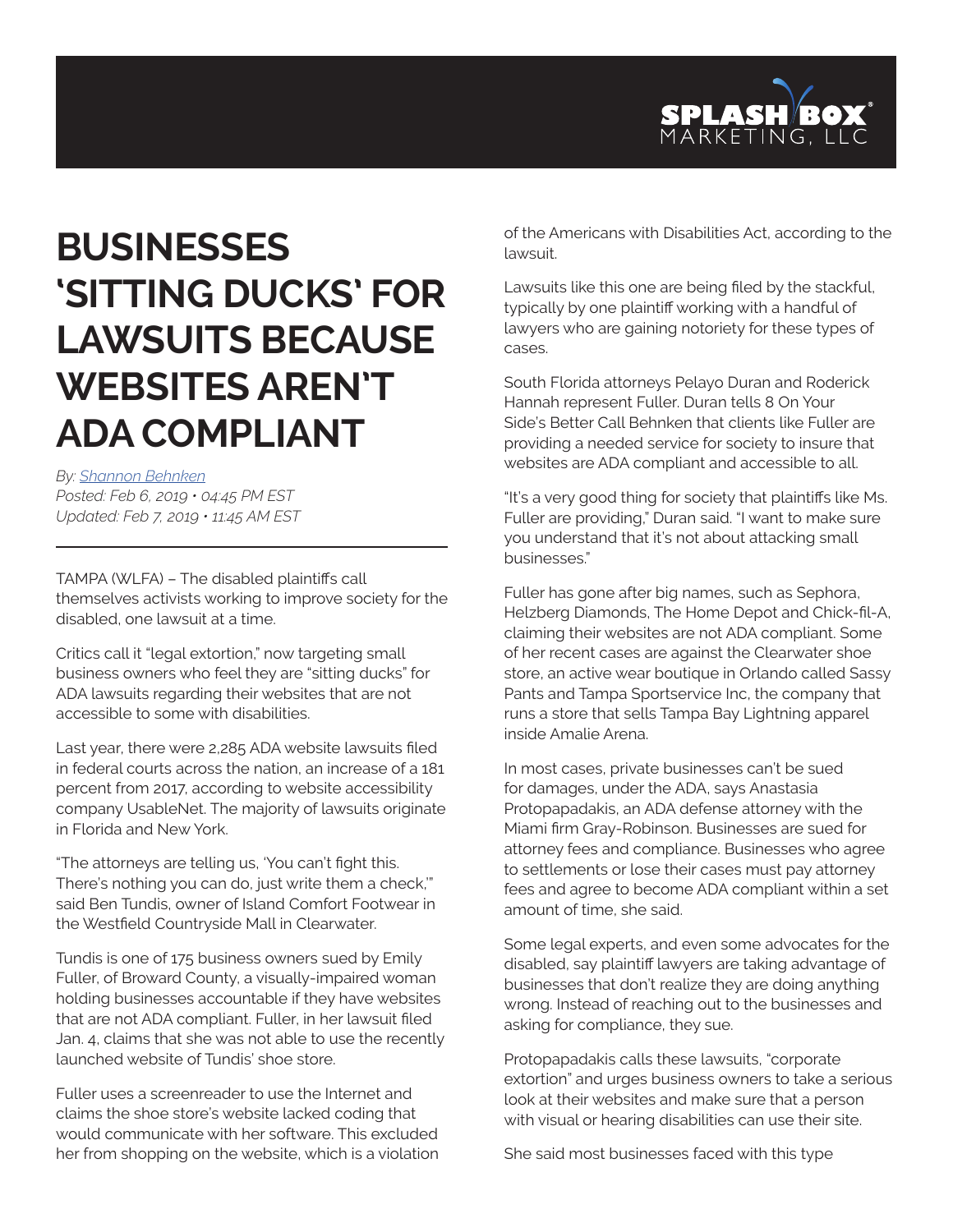# BUSINESSES 'SITTING DUCKS' FOR LAWSUITS BECAUSE WEBSITES AREN'T ADA COMPLIANT

*By: Shannon Behnken*
*Posted: Feb 6, 2019 • 04:45 PM EST*
*Updated: Feb 7, 2019 • 11:45 AM EST*

---

TAMPA (WLFA) – The disabled plaintiffs call themselves activists working to improve society for the disabled, one lawsuit at a time.

Critics call it "legal extortion," now targeting small business owners who feel they are "sitting ducks" for ADA lawsuits regarding their websites that are not accessible to some with disabilities.

Last year, there were 2,285 ADA website lawsuits filed in federal courts across the nation, an increase of a 181 percent from 2017, according to website accessibility company UsableNet. The majority of lawsuits originate in Florida and New York.

"The attorneys are telling us, 'You can't fight this. There's nothing you can do, just write them a check,'" said Ben Tundis, owner of Island Comfort Footwear in the Westfield Countryside Mall in Clearwater.

Tundis is one of 175 business owners sued by Emily Fuller, of Broward County, a visually-impaired woman holding businesses accountable if they have websites that are not ADA compliant. Fuller, in her lawsuit filed Jan. 4, claims that she was not able to use the recently launched website of Tundis' shoe store.

Fuller uses a screenreader to use the Internet and claims the shoe store's website lacked coding that would communicate with her software. This excluded her from shopping on the website, which is a violation of the Americans with Disabilities Act, according to the lawsuit.

Lawsuits like this one are being filed by the stackful, typically by one plaintiff working with a handful of lawyers who are gaining notoriety for these types of cases.

South Florida attorneys Pelayo Duran and Roderick Hannah represent Fuller. Duran tells 8 On Your Side's Better Call Behnken that clients like Fuller are providing a needed service for society to insure that websites are ADA compliant and accessible to all.

"It's a very good thing for society that plaintiffs like Ms. Fuller are providing," Duran said. "I want to make sure you understand that it's not about attacking small businesses."

Fuller has gone after big names, such as Sephora, Helzberg Diamonds, The Home Depot and Chick-fil-A, claiming their websites are not ADA compliant. Some of her recent cases are against the Clearwater shoe store, an active wear boutique in Orlando called Sassy Pants and Tampa Sportservice Inc, the company that runs a store that sells Tampa Bay Lightning apparel inside Amalie Arena.

In most cases, private businesses can't be sued for damages, under the ADA, says Anastasia Protopapadakis, an ADA defense attorney with the Miami firm Gray-Robinson. Businesses are sued for attorney fees and compliance. Businesses who agree to settlements or lose their cases must pay attorney fees and agree to become ADA compliant within a set amount of time, she said.

Some legal experts, and even some advocates for the disabled, say plaintiff lawyers are taking advantage of businesses that don't realize they are doing anything wrong. Instead of reaching out to the businesses and asking for compliance, they sue.

Protopapadakis calls these lawsuits, "corporate extortion" and urges business owners to take a serious look at their websites and make sure that a person with visual or hearing disabilities can use their site.

She said most businesses faced with this type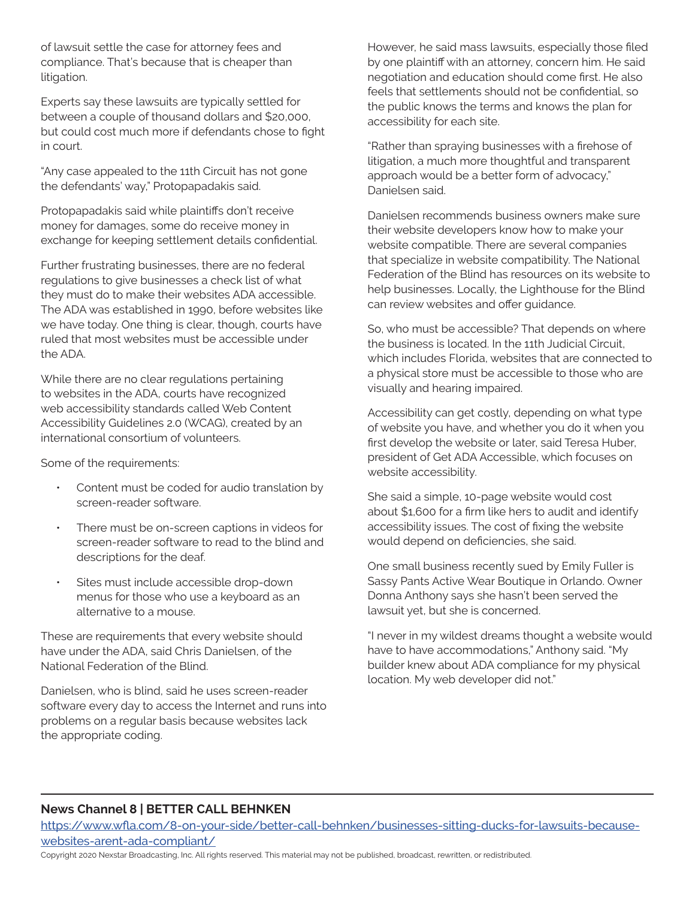of lawsuit settle the case for attorney fees and compliance. That's because that is cheaper than litigation.

Experts say these lawsuits are typically settled for between a couple of thousand dollars and $20,000, but could cost much more if defendants chose to fight in court.

"Any case appealed to the 11th Circuit has not gone the defendants' way," Protopapadakis said.

Protopapadakis said while plaintiffs don't receive money for damages, some do receive money in exchange for keeping settlement details confidential.

Further frustrating businesses, there are no federal regulations to give businesses a check list of what they must do to make their websites ADA accessible. The ADA was established in 1990, before websites like we have today. One thing is clear, though, courts have ruled that most websites must be accessible under the ADA.

While there are no clear regulations pertaining to websites in the ADA, courts have recognized web accessibility standards called Web Content Accessibility Guidelines 2.0 (WCAG), created by an international consortium of volunteers.

Some of the requirements:

- Content must be coded for audio translation by screen-reader software.
- There must be on-screen captions in videos for screen-reader software to read to the blind and descriptions for the deaf.
- Sites must include accessible drop-down menus for those who use a keyboard as an alternative to a mouse.

These are requirements that every website should have under the ADA, said Chris Danielsen, of the National Federation of the Blind.

Danielsen, who is blind, said he uses screen-reader software every day to access the Internet and runs into problems on a regular basis because websites lack the appropriate coding.

However, he said mass lawsuits, especially those filed by one plaintiff with an attorney, concern him. He said negotiation and education should come first. He also feels that settlements should not be confidential, so the public knows the terms and knows the plan for accessibility for each site.

"Rather than spraying businesses with a firehose of litigation, a much more thoughtful and transparent approach would be a better form of advocacy," Danielsen said.

Danielsen recommends business owners make sure their website developers know how to make your website compatible. There are several companies that specialize in website compatibility. The National Federation of the Blind has resources on its website to help businesses. Locally, the Lighthouse for the Blind can review websites and offer guidance.

So, who must be accessible? That depends on where the business is located. In the 11th Judicial Circuit, which includes Florida, websites that are connected to a physical store must be accessible to those who are visually and hearing impaired.

Accessibility can get costly, depending on what type of website you have, and whether you do it when you first develop the website or later, said Teresa Huber, president of Get ADA Accessible, which focuses on website accessibility.

She said a simple, 10-page website would cost about $1,600 for a firm like hers to audit and identify accessibility issues. The cost of fixing the website would depend on deficiencies, she said.

One small business recently sued by Emily Fuller is Sassy Pants Active Wear Boutique in Orlando. Owner Donna Anthony says she hasn't been served the lawsuit yet, but she is concerned.

"I never in my wildest dreams thought a website would have to have accommodations," Anthony said. "My builder knew about ADA compliance for my physical location. My web developer did not."

---

**News Channel 8 | BETTER CALL BEHNKEN**

https://www.wfla.com/8-on-your-side/better-call-behnken/businesses-sitting-ducks-for-lawsuits-because-websites-arent-ada-compliant/

Copyright 2020 Nexstar Broadcasting, Inc. All rights reserved. This material may not be published, broadcast, rewritten, or redistributed.